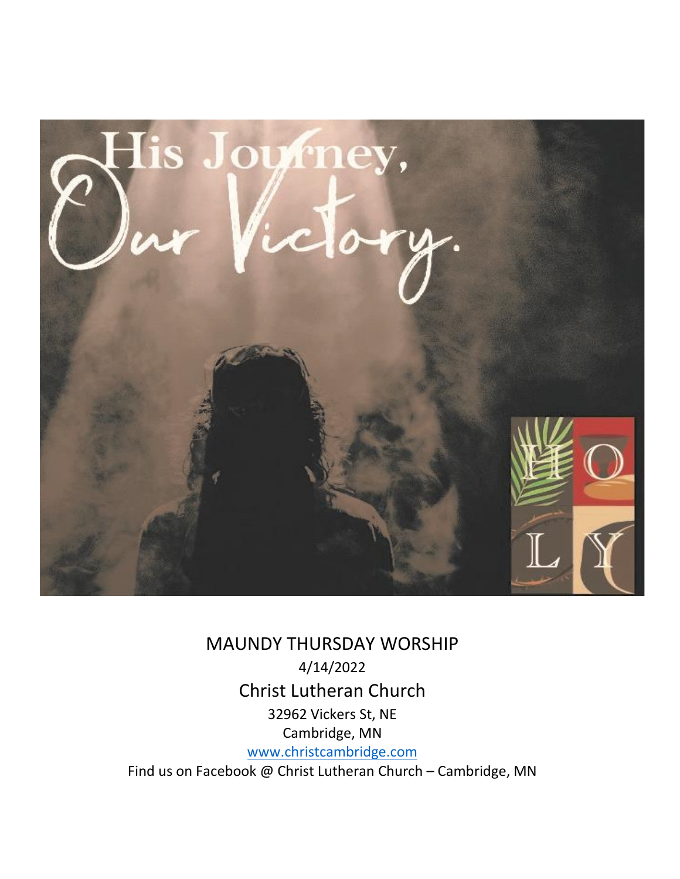His Journey, Our Victory.

HOLY

# MAUNDY THURSDAY WORSHIP

4/14/2022

## Christ Lutheran Church

32962 Vickers St, NE
Cambridge, MN

www.christcambridge.com

Find us on Facebook @ Christ Lutheran Church – Cambridge, MN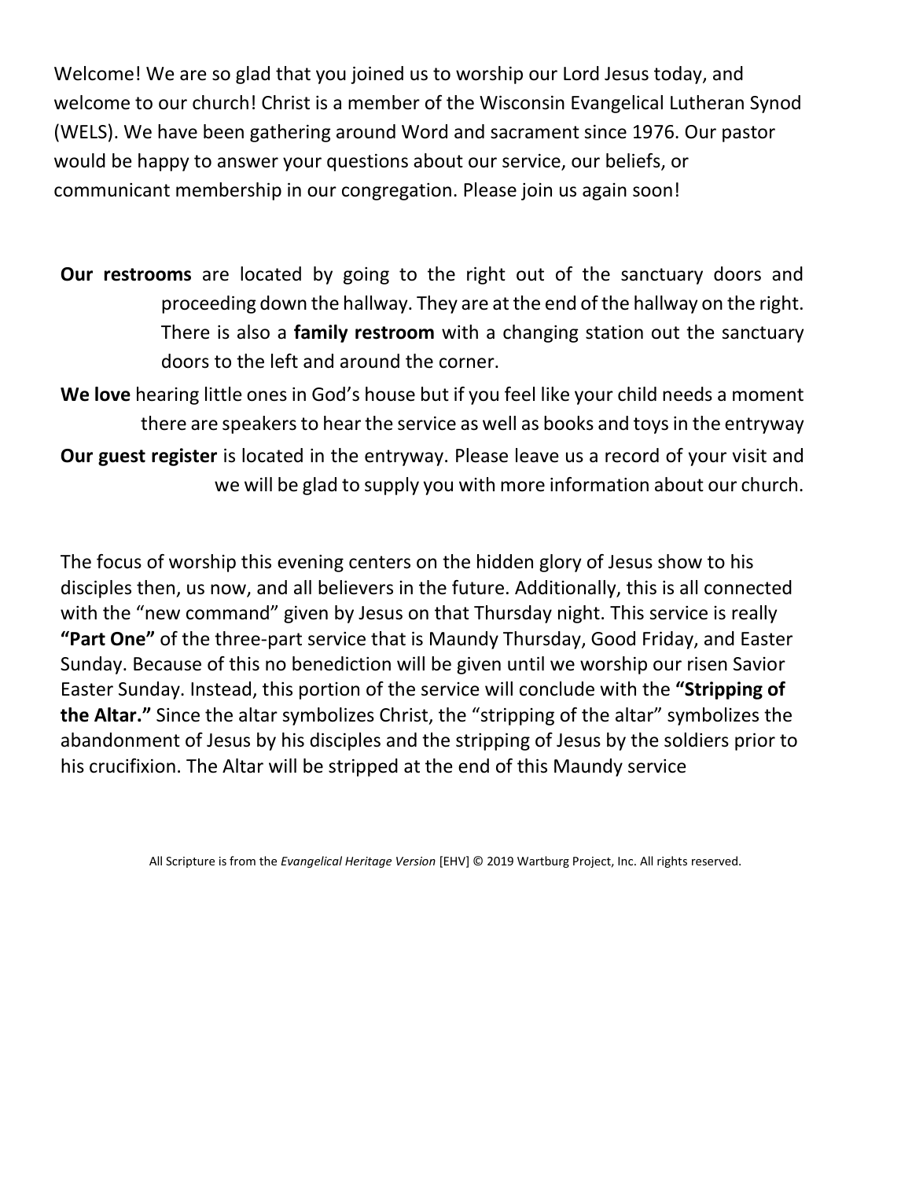Welcome! We are so glad that you joined us to worship our Lord Jesus today, and welcome to our church! Christ is a member of the Wisconsin Evangelical Lutheran Synod (WELS). We have been gathering around Word and sacrament since 1976. Our pastor would be happy to answer your questions about our service, our beliefs, or communicant membership in our congregation. Please join us again soon!

**Our restrooms** are located by going to the right out of the sanctuary doors and proceeding down the hallway. They are at the end of the hallway on the right. There is also a **family restroom** with a changing station out the sanctuary doors to the left and around the corner.

**We love** hearing little ones in God's house but if you feel like your child needs a moment there are speakers to hear the service as well as books and toys in the entryway

**Our guest register** is located in the entryway. Please leave us a record of your visit and we will be glad to supply you with more information about our church.

The focus of worship this evening centers on the hidden glory of Jesus show to his disciples then, us now, and all believers in the future. Additionally, this is all connected with the "new command" given by Jesus on that Thursday night. This service is really **"Part One"** of the three-part service that is Maundy Thursday, Good Friday, and Easter Sunday. Because of this no benediction will be given until we worship our risen Savior Easter Sunday. Instead, this portion of the service will conclude with the **"Stripping of the Altar."** Since the altar symbolizes Christ, the "stripping of the altar" symbolizes the abandonment of Jesus by his disciples and the stripping of Jesus by the soldiers prior to his crucifixion. The Altar will be stripped at the end of this Maundy service

All Scripture is from the *Evangelical Heritage Version* [EHV] © 2019 Wartburg Project, Inc. All rights reserved.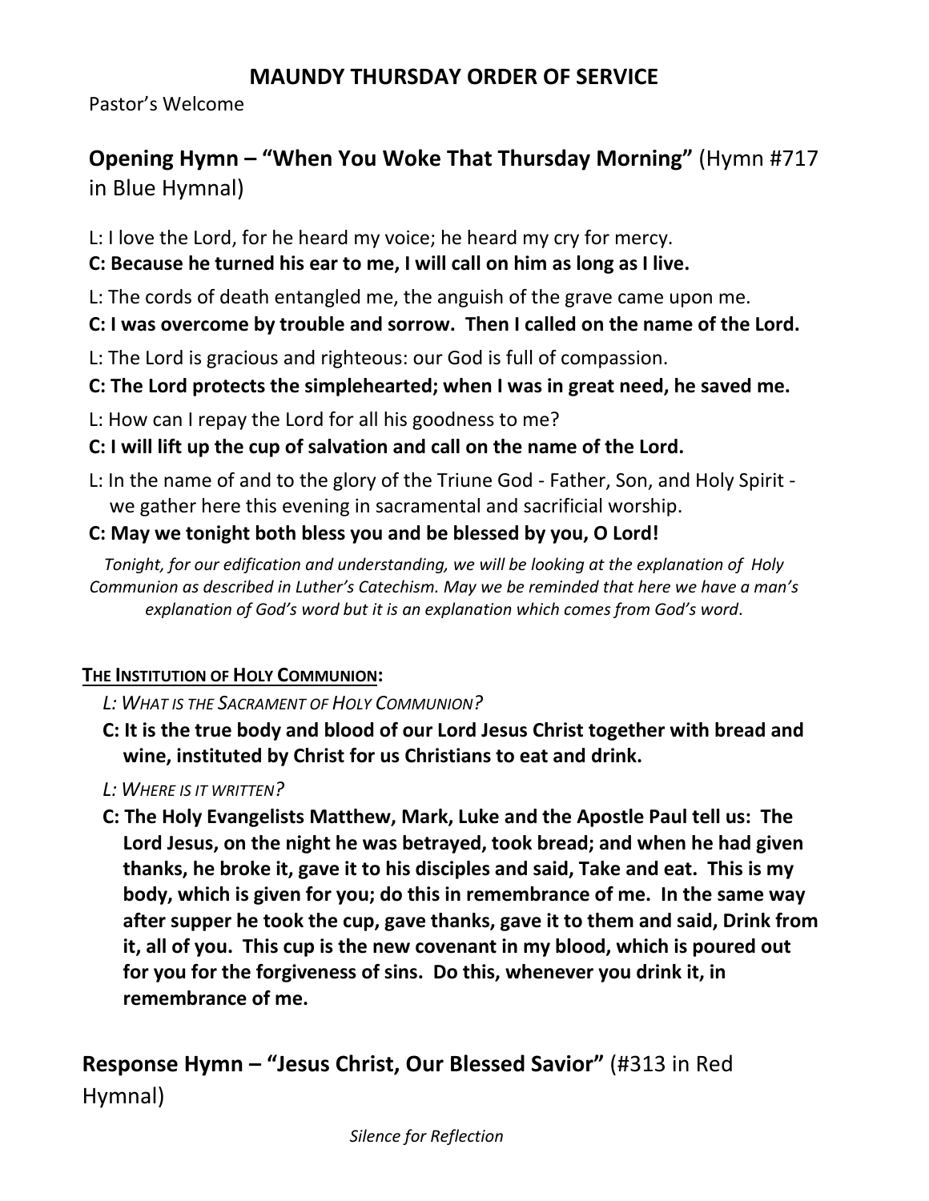## MAUNDY THURSDAY ORDER OF SERVICE

Pastor's Welcome

### **Opening Hymn – "When You Woke That Thursday Morning"** (Hymn #717 in Blue Hymnal)

L: I love the Lord, for he heard my voice; he heard my cry for mercy.

**C: Because he turned his ear to me, I will call on him as long as I live.**

L: The cords of death entangled me, the anguish of the grave came upon me.

**C: I was overcome by trouble and sorrow. Then I called on the name of the Lord.**

L: The Lord is gracious and righteous: our God is full of compassion.

**C: The Lord protects the simplehearted; when I was in great need, he saved me.**

L: How can I repay the Lord for all his goodness to me?

**C: I will lift up the cup of salvation and call on the name of the Lord.**

L: In the name of and to the glory of the Triune God - Father, Son, and Holy Spirit - we gather here this evening in sacramental and sacrificial worship.

**C: May we tonight both bless you and be blessed by you, O Lord!**

*Tonight, for our edification and understanding, we will be looking at the explanation of Holy Communion as described in Luther's Catechism. May we be reminded that here we have a man's explanation of God's word but it is an explanation which comes from God's word.*

**THE INSTITUTION OF HOLY COMMUNION:**

*L: WHAT IS THE SACRAMENT OF HOLY COMMUNION?*

**C: It is the true body and blood of our Lord Jesus Christ together with bread and wine, instituted by Christ for us Christians to eat and drink.**

*L: WHERE IS IT WRITTEN?*

**C: The Holy Evangelists Matthew, Mark, Luke and the Apostle Paul tell us: The Lord Jesus, on the night he was betrayed, took bread; and when he had given thanks, he broke it, gave it to his disciples and said, Take and eat. This is my body, which is given for you; do this in remembrance of me. In the same way after supper he took the cup, gave thanks, gave it to them and said, Drink from it, all of you. This cup is the new covenant in my blood, which is poured out for you for the forgiveness of sins. Do this, whenever you drink it, in remembrance of me.**

### **Response Hymn – "Jesus Christ, Our Blessed Savior"** (#313 in Red Hymnal)

*Silence for Reflection*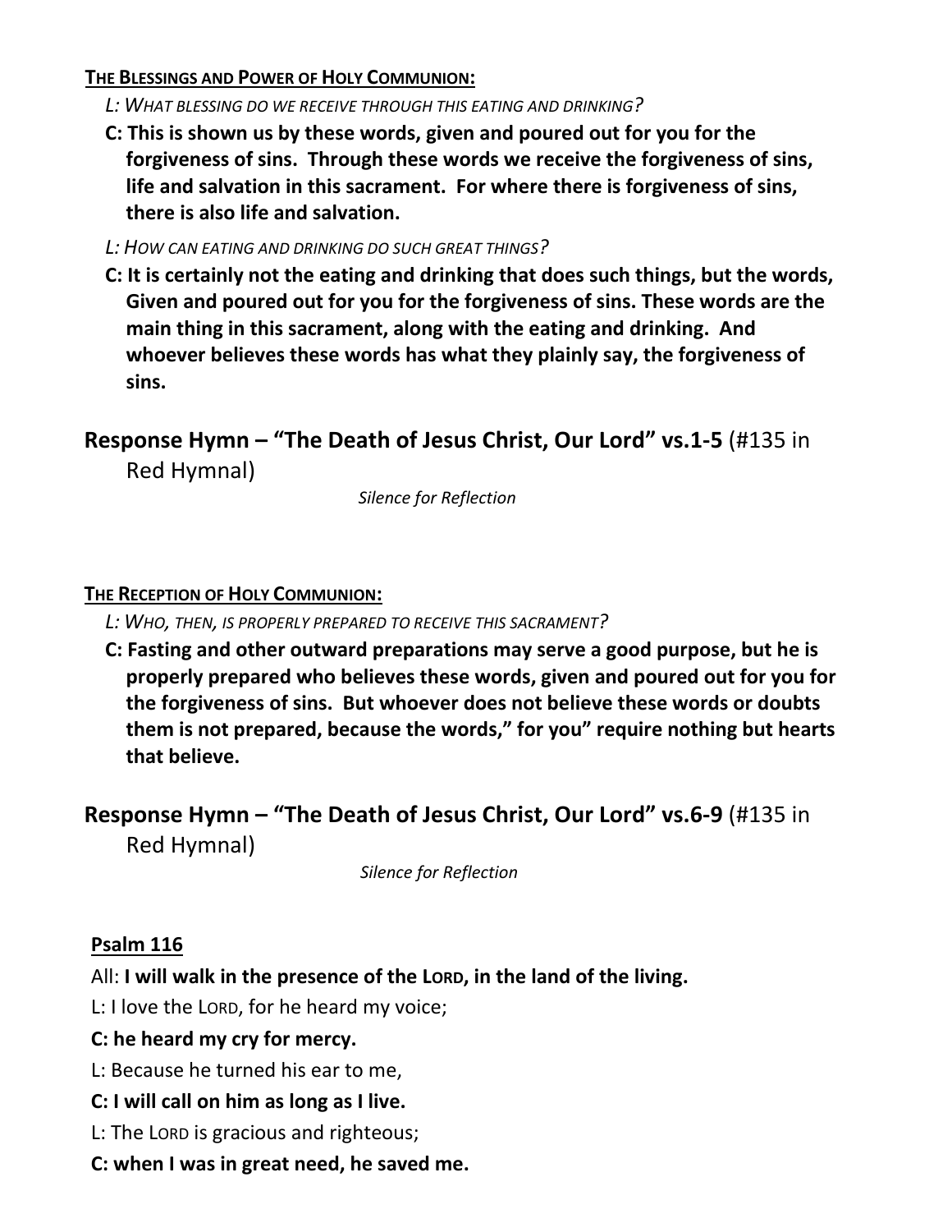**<u>The Blessings and Power of Holy Communion:</u>**

*L: What blessing do we receive through this eating and drinking?*

**C: This is shown us by these words, given and poured out for you for the forgiveness of sins. Through these words we receive the forgiveness of sins, life and salvation in this sacrament. For where there is forgiveness of sins, there is also life and salvation.**

*L: How can eating and drinking do such great things?*

**C: It is certainly not the eating and drinking that does such things, but the words, Given and poured out for you for the forgiveness of sins. These words are the main thing in this sacrament, along with the eating and drinking. And whoever believes these words has what they plainly say, the forgiveness of sins.**

## **Response Hymn – "The Death of Jesus Christ, Our Lord" vs.1-5** (#135 in Red Hymnal)

*Silence for Reflection*

**<u>The Reception of Holy Communion:</u>**

*L: Who, then, is properly prepared to receive this sacrament?*

**C: Fasting and other outward preparations may serve a good purpose, but he is properly prepared who believes these words, given and poured out for you for the forgiveness of sins. But whoever does not believe these words or doubts them is not prepared, because the words," for you" require nothing but hearts that believe.**

## **Response Hymn – "The Death of Jesus Christ, Our Lord" vs.6-9** (#135 in Red Hymnal)

*Silence for Reflection*

**<u>Psalm 116</u>**

All: **I will walk in the presence of the Lord, in the land of the living.**

L: I love the Lord, for he heard my voice;

**C: he heard my cry for mercy.**

L: Because he turned his ear to me,

**C: I will call on him as long as I live.**

L: The Lord is gracious and righteous;

**C: when I was in great need, he saved me.**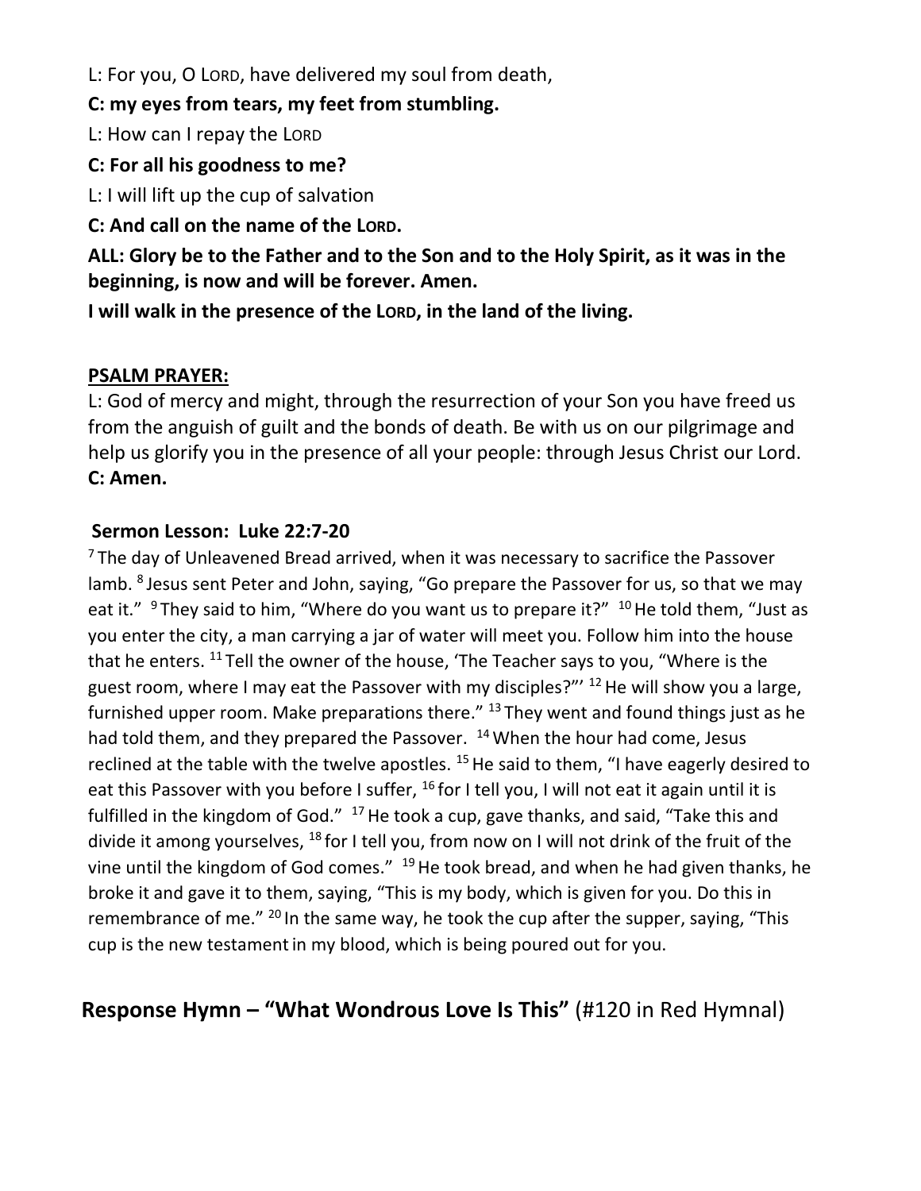L: For you, O LORD, have delivered my soul from death,

**C: my eyes from tears, my feet from stumbling.**

L: How can I repay the LORD

**C: For all his goodness to me?**

L: I will lift up the cup of salvation

**C: And call on the name of the LORD.**

**ALL: Glory be to the Father and to the Son and to the Holy Spirit, as it was in the beginning, is now and will be forever. Amen.**

**I will walk in the presence of the LORD, in the land of the living.**

**PSALM PRAYER:**

L: God of mercy and might, through the resurrection of your Son you have freed us from the anguish of guilt and the bonds of death. Be with us on our pilgrimage and help us glorify you in the presence of all your people: through Jesus Christ our Lord.
**C: Amen.**

**Sermon Lesson: Luke 22:7-20**

[7] The day of Unleavened Bread arrived, when it was necessary to sacrifice the Passover lamb. [8] Jesus sent Peter and John, saying, "Go prepare the Passover for us, so that we may eat it." [9] They said to him, "Where do you want us to prepare it?" [10] He told them, "Just as you enter the city, a man carrying a jar of water will meet you. Follow him into the house that he enters. [11] Tell the owner of the house, 'The Teacher says to you, "Where is the guest room, where I may eat the Passover with my disciples?"' [12] He will show you a large, furnished upper room. Make preparations there." [13] They went and found things just as he had told them, and they prepared the Passover. [14] When the hour had come, Jesus reclined at the table with the twelve apostles. [15] He said to them, "I have eagerly desired to eat this Passover with you before I suffer, [16] for I tell you, I will not eat it again until it is fulfilled in the kingdom of God." [17] He took a cup, gave thanks, and said, "Take this and divide it among yourselves, [18] for I tell you, from now on I will not drink of the fruit of the vine until the kingdom of God comes." [19] He took bread, and when he had given thanks, he broke it and gave it to them, saying, "This is my body, which is given for you. Do this in remembrance of me." [20] In the same way, he took the cup after the supper, saying, "This cup is the new testament in my blood, which is being poured out for you.

## Response Hymn – "What Wondrous Love Is This" (#120 in Red Hymnal)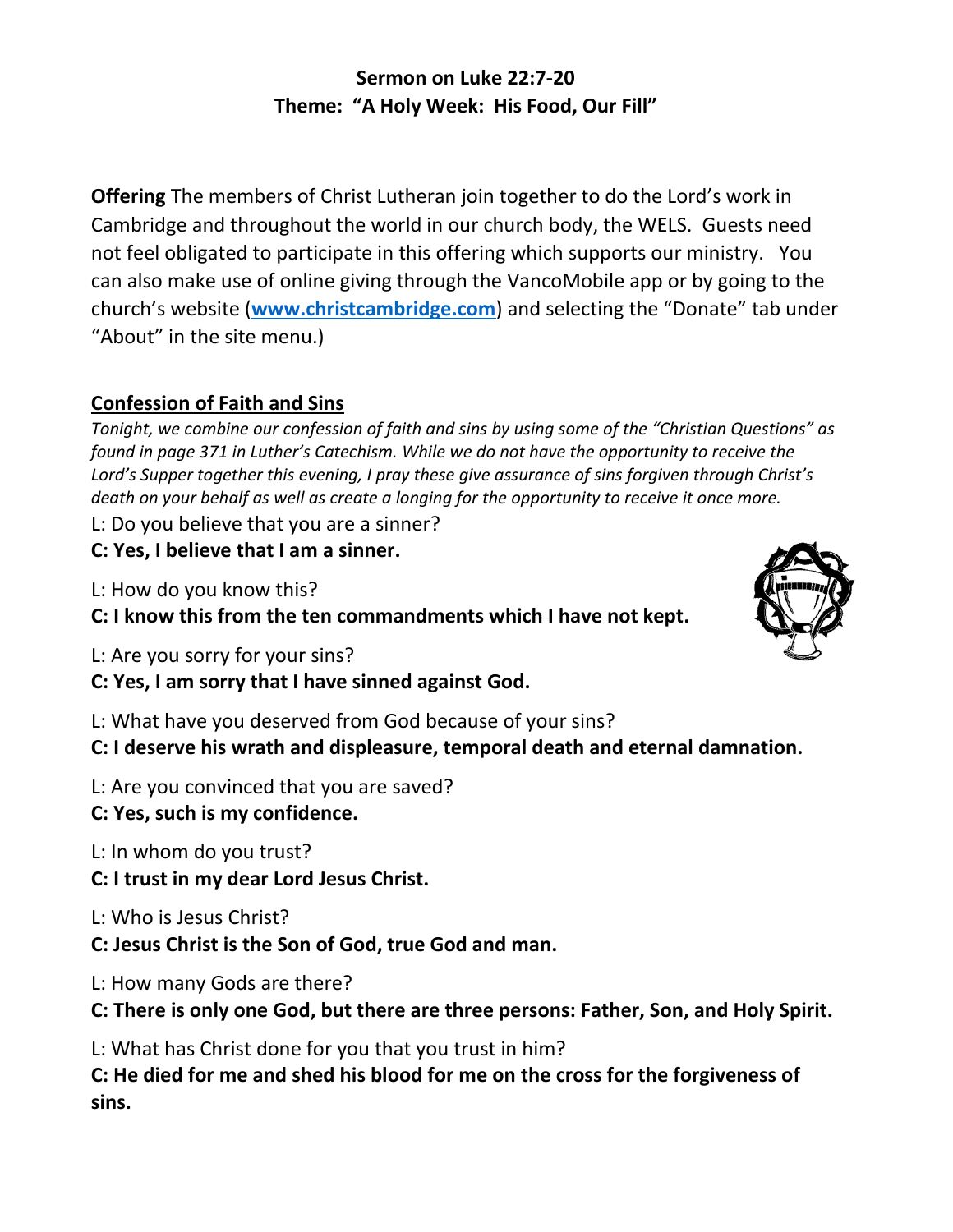**Sermon on Luke 22:7-20**
**Theme: "A Holy Week: His Food, Our Fill"**

**Offering** The members of Christ Lutheran join together to do the Lord's work in Cambridge and throughout the world in our church body, the WELS. Guests need not feel obligated to participate in this offering which supports our ministry. You can also make use of online giving through the VancoMobile app or by going to the church's website ([www.christcambridge.com](http://www.christcambridge.com)) and selecting the "Donate" tab under "About" in the site menu.)

## Confession of Faith and Sins

*Tonight, we combine our confession of faith and sins by using some of the "Christian Questions" as found in page 371 in Luther's Catechism. While we do not have the opportunity to receive the Lord's Supper together this evening, I pray these give assurance of sins forgiven through Christ's death on your behalf as well as create a longing for the opportunity to receive it once more.*

L: Do you believe that you are a sinner?
**C: Yes, I believe that I am a sinner.**

L: How do you know this?
**C: I know this from the ten commandments which I have not kept.**

L: Are you sorry for your sins?
**C: Yes, I am sorry that I have sinned against God.**

L: What have you deserved from God because of your sins?
**C: I deserve his wrath and displeasure, temporal death and eternal damnation.**

L: Are you convinced that you are saved?
**C: Yes, such is my confidence.**

L: In whom do you trust?
**C: I trust in my dear Lord Jesus Christ.**

L: Who is Jesus Christ?
**C: Jesus Christ is the Son of God, true God and man.**

L: How many Gods are there?
**C: There is only one God, but there are three persons: Father, Son, and Holy Spirit.**

L: What has Christ done for you that you trust in him?
**C: He died for me and shed his blood for me on the cross for the forgiveness of sins.**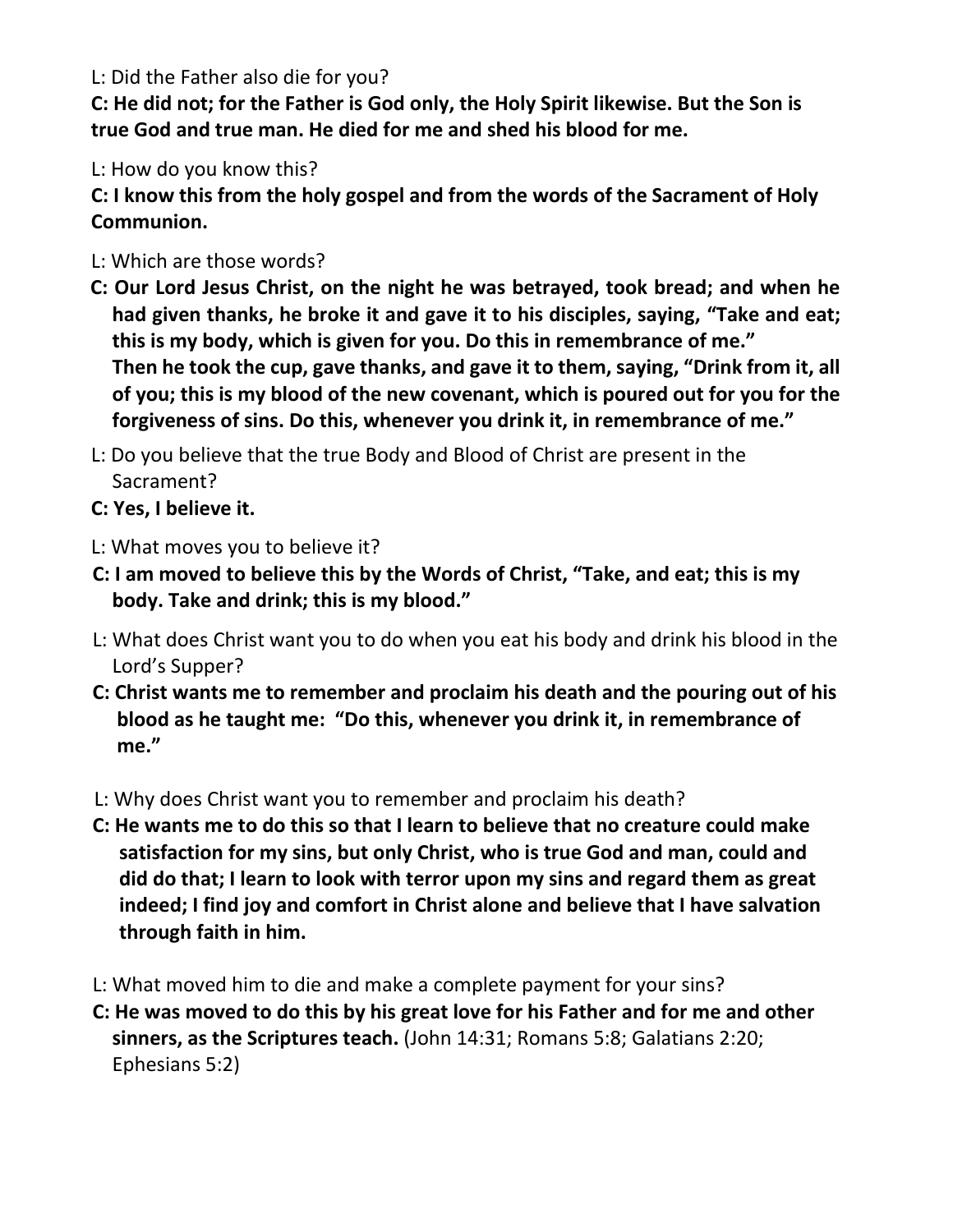L: Did the Father also die for you?

**C: He did not; for the Father is God only, the Holy Spirit likewise. But the Son is true God and true man. He died for me and shed his blood for me.**

L: How do you know this?

**C: I know this from the holy gospel and from the words of the Sacrament of Holy Communion.**

L: Which are those words?

**C: Our Lord Jesus Christ, on the night he was betrayed, took bread; and when he had given thanks, he broke it and gave it to his disciples, saying, "Take and eat; this is my body, which is given for you. Do this in remembrance of me."**
**Then he took the cup, gave thanks, and gave it to them, saying, "Drink from it, all of you; this is my blood of the new covenant, which is poured out for you for the forgiveness of sins. Do this, whenever you drink it, in remembrance of me."**

L: Do you believe that the true Body and Blood of Christ are present in the Sacrament?

**C: Yes, I believe it.**

L: What moves you to believe it?

**C: I am moved to believe this by the Words of Christ, "Take, and eat; this is my body. Take and drink; this is my blood."**

L: What does Christ want you to do when you eat his body and drink his blood in the Lord's Supper?

**C: Christ wants me to remember and proclaim his death and the pouring out of his blood as he taught me: "Do this, whenever you drink it, in remembrance of me."**

L: Why does Christ want you to remember and proclaim his death?

**C: He wants me to do this so that I learn to believe that no creature could make satisfaction for my sins, but only Christ, who is true God and man, could and did do that; I learn to look with terror upon my sins and regard them as great indeed; I find joy and comfort in Christ alone and believe that I have salvation through faith in him.**

L: What moved him to die and make a complete payment for your sins?

**C: He was moved to do this by his great love for his Father and for me and other sinners, as the Scriptures teach.** (John 14:31; Romans 5:8; Galatians 2:20; Ephesians 5:2)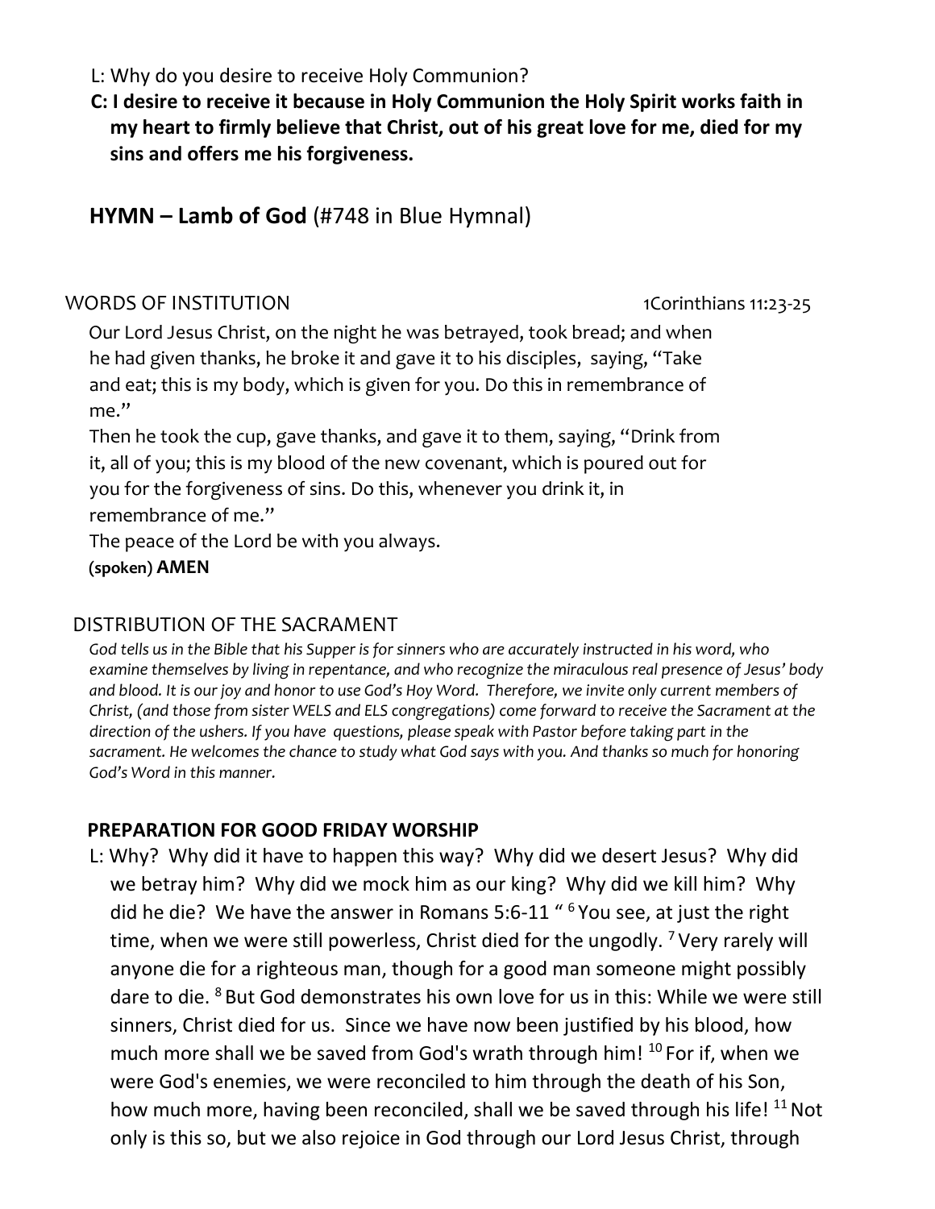L: Why do you desire to receive Holy Communion?

**C: I desire to receive it because in Holy Communion the Holy Spirit works faith in my heart to firmly believe that Christ, out of his great love for me, died for my sins and offers me his forgiveness.**

## **HYMN – Lamb of God** (#748 in Blue Hymnal)

WORDS OF INSTITUTION 1Corinthians 11:23-25

Our Lord Jesus Christ, on the night he was betrayed, took bread; and when he had given thanks, he broke it and gave it to his disciples, saying, "Take and eat; this is my body, which is given for you. Do this in remembrance of me."

Then he took the cup, gave thanks, and gave it to them, saying, "Drink from it, all of you; this is my blood of the new covenant, which is poured out for you for the forgiveness of sins. Do this, whenever you drink it, in remembrance of me."

The peace of the Lord be with you always.

**(spoken) AMEN**

DISTRIBUTION OF THE SACRAMENT

*God tells us in the Bible that his Supper is for sinners who are accurately instructed in his word, who examine themselves by living in repentance, and who recognize the miraculous real presence of Jesus' body and blood. It is our joy and honor to use God's Hoy Word. Therefore, we invite only current members of Christ, (and those from sister WELS and ELS congregations) come forward to receive the Sacrament at the direction of the ushers. If you have questions, please speak with Pastor before taking part in the sacrament. He welcomes the chance to study what God says with you. And thanks so much for honoring God's Word in this manner.*

**PREPARATION FOR GOOD FRIDAY WORSHIP**

L: Why? Why did it have to happen this way? Why did we desert Jesus? Why did we betray him? Why did we mock him as our king? Why did we kill him? Why did he die? We have the answer in Romans 5:6-11 " [6] You see, at just the right time, when we were still powerless, Christ died for the ungodly. [7] Very rarely will anyone die for a righteous man, though for a good man someone might possibly dare to die. [8] But God demonstrates his own love for us in this: While we were still sinners, Christ died for us. Since we have now been justified by his blood, how much more shall we be saved from God's wrath through him! [10] For if, when we were God's enemies, we were reconciled to him through the death of his Son, how much more, having been reconciled, shall we be saved through his life! [11] Not only is this so, but we also rejoice in God through our Lord Jesus Christ, through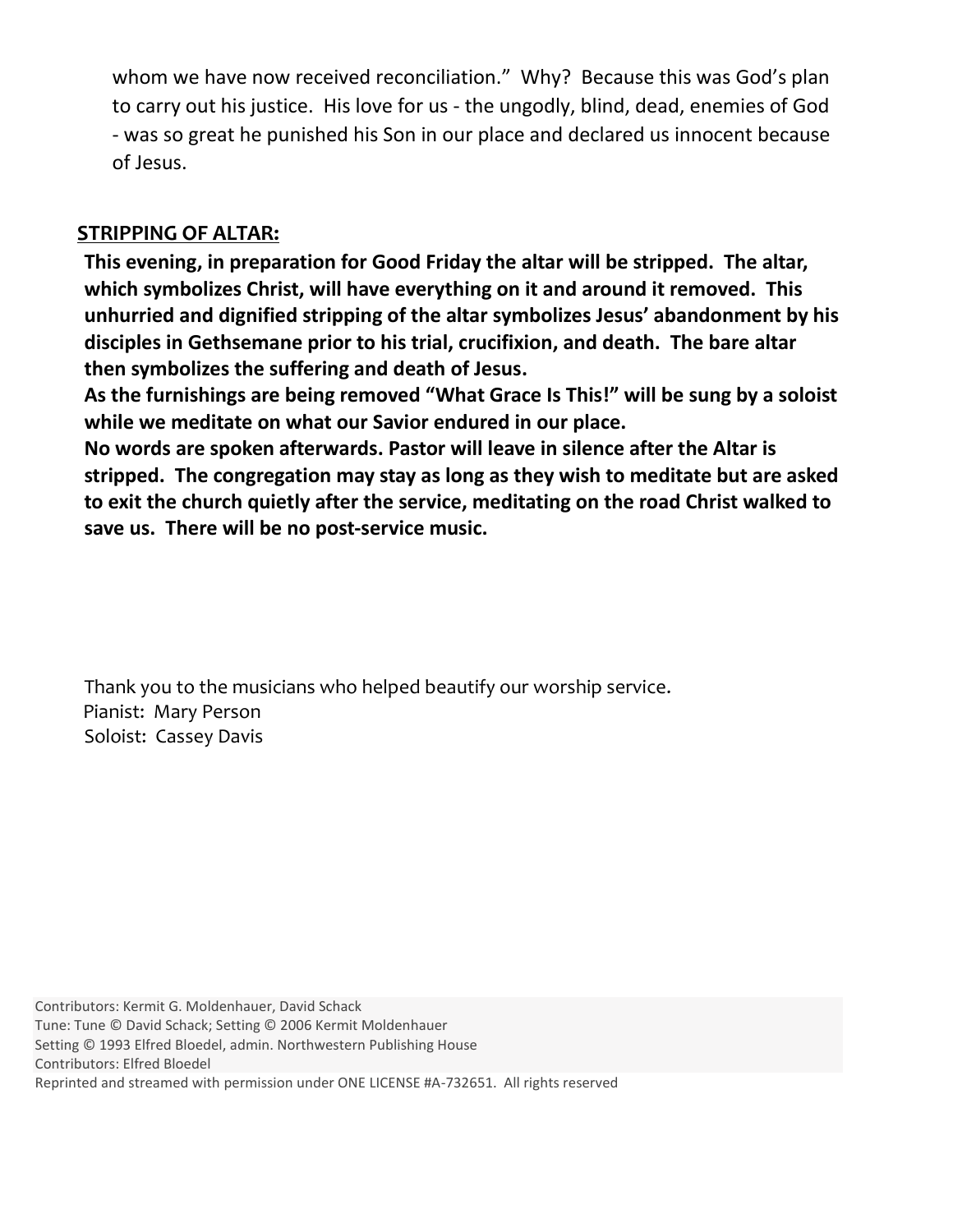whom we have now received reconciliation." Why? Because this was God's plan to carry out his justice. His love for us - the ungodly, blind, dead, enemies of God - was so great he punished his Son in our place and declared us innocent because of Jesus.

**STRIPPING OF ALTAR:**

**This evening, in preparation for Good Friday the altar will be stripped. The altar, which symbolizes Christ, will have everything on it and around it removed. This unhurried and dignified stripping of the altar symbolizes Jesus' abandonment by his disciples in Gethsemane prior to his trial, crucifixion, and death. The bare altar then symbolizes the suffering and death of Jesus.**

**As the furnishings are being removed "What Grace Is This!" will be sung by a soloist while we meditate on what our Savior endured in our place.**

**No words are spoken afterwards. Pastor will leave in silence after the Altar is stripped. The congregation may stay as long as they wish to meditate but are asked to exit the church quietly after the service, meditating on the road Christ walked to save us. There will be no post-service music.**

Thank you to the musicians who helped beautify our worship service.
Pianist: Mary Person
Soloist: Cassey Davis

Contributors: Kermit G. Moldenhauer, David Schack
Tune: Tune © David Schack; Setting © 2006 Kermit Moldenhauer
Setting © 1993 Elfred Bloedel, admin. Northwestern Publishing House
Contributors: Elfred Bloedel
Reprinted and streamed with permission under ONE LICENSE #A-732651. All rights reserved